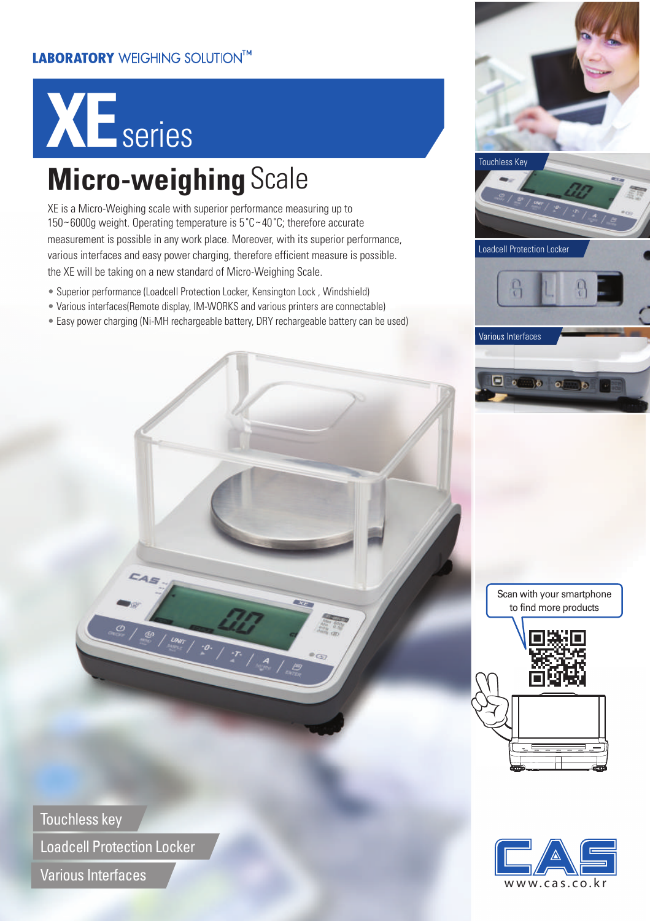**LABORATORY** WEIGHING SOLUTION™

# XE series

## Micro-weighing Scale

XE is a Micro-Weighing scale with superior performance measuring up to 150~6000g weight. Operating temperature is 5˚C~40˚C; therefore accurate measurement is possible in any work place. Moreover, with its superior performance, various interfaces and easy power charging, therefore efficient measure is possible. the XE will be taking on a new standard of Micro-Weighing Scale.

- Superior performance (Loadcell Protection Locker, Kensington Lock , Windshield)
- Various interfaces(Remote display, IM-WORKS and various printers are connectable)
- Easy power charging (Ni-MH rechargeable battery, DRY rechargeable battery can be used)

Touchless Key

Loadcell Protection Locker

Various Interfaces

Scan with your smartphone to find more products

Touchless key

Loadcell Protection Locker

Various Interfaces

www.cas.co.kr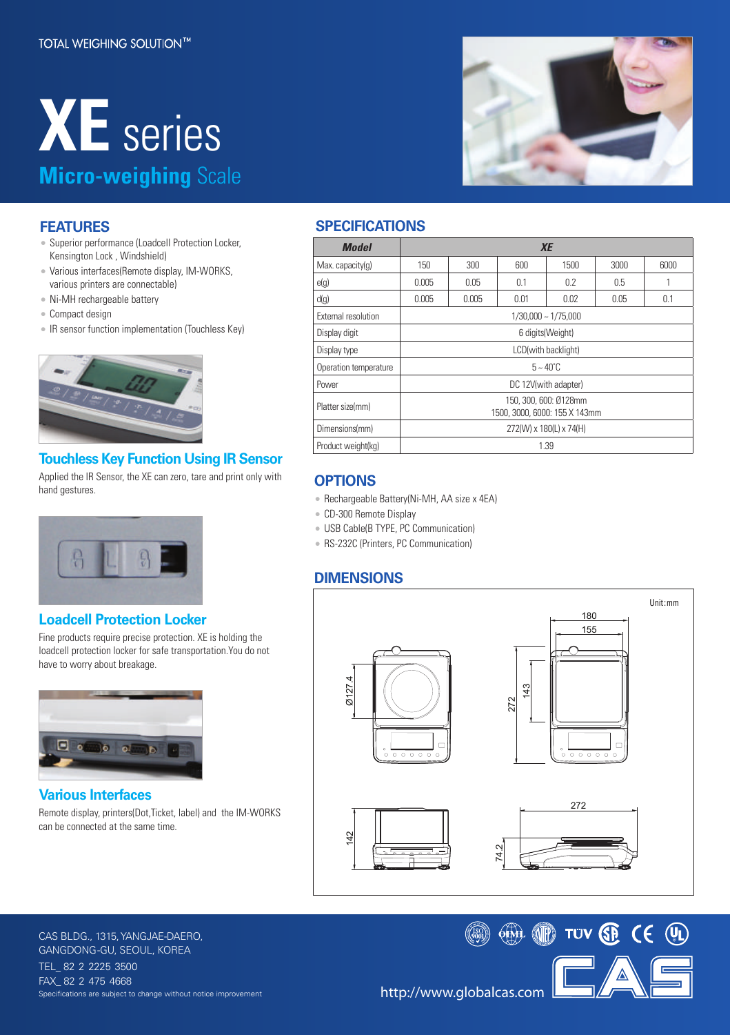TOTAL WEIGHING SOLUTION™

# XE series

## Micro-weighing Scale

## FEATURES

- Superior performance (Loadcell Protection Locker, Kensington Lock , Windshield)
- Various interfaces(Remote display, IM-WORKS, various printers are connectable)
- Ni-MH rechargeable battery
- Compact design
- IR sensor function implementation (Touchless Key)

### Touchless Key Function Using IR Sensor

Applied the IR Sensor, the XE can zero, tare and print only with hand gestures.

### Loadcell Protection Locker

Fine products require precise protection. XE is holding the loadcell protection locker for safe transportation.You do not have to worry about breakage.

### Various Interfaces

Remote display, printers(Dot,Ticket, label) and the IM-WORKS can be connected at the same time.

## SPECIFICATIONS

| ***Model*** | ***XE*** | | | | | |
|---|---|---|---|---|---|---|
| Max. capacity(g) | 150 | 300 | 600 | 1500 | 3000 | 6000 |
| e(g) | 0.005 | 0.05 | 0.1 | 0.2 | 0.5 | 1 |
| d(g) | 0.005 | 0.005 | 0.01 | 0.02 | 0.05 | 0.1 |
| External resolution | 1/30,000 ~ 1/75,000 | | | | | |
| Display digit | 6 digits(Weight) | | | | | |
| Display type | LCD(with backlight) | | | | | |
| Operation temperature | 5 ~ 40˚C | | | | | |
| Power | DC 12V(with adapter) | | | | | |
| Platter size(mm) | 150, 300, 600: Ø128mm<br>1500, 3000, 6000: 155 X 143mm | | | | | |
| Dimensions(mm) | 272(W) x 180(L) x 74(H) | | | | | |
| Product weight(kg) | 1.39 | | | | | |

## OPTIONS

- Rechargeable Battery(Ni-MH, AA size x 4EA)
- CD-300 Remote Display
- USB Cable(B TYPE, PC Communication)
- RS-232C (Printers, PC Communication)

## DIMENSIONS

Unit:mm

Ø127.4
180
155
272
143
142
272
74.2

CAS BLDG., 1315, YANGJAE-DAERO, GANGDONG-GU, SEOUL, KOREA
TEL_ 82 2 2225 3500
FAX_ 82 2 475 4668
Specifications are subject to change without notice improvement

http://www.globalcas.com